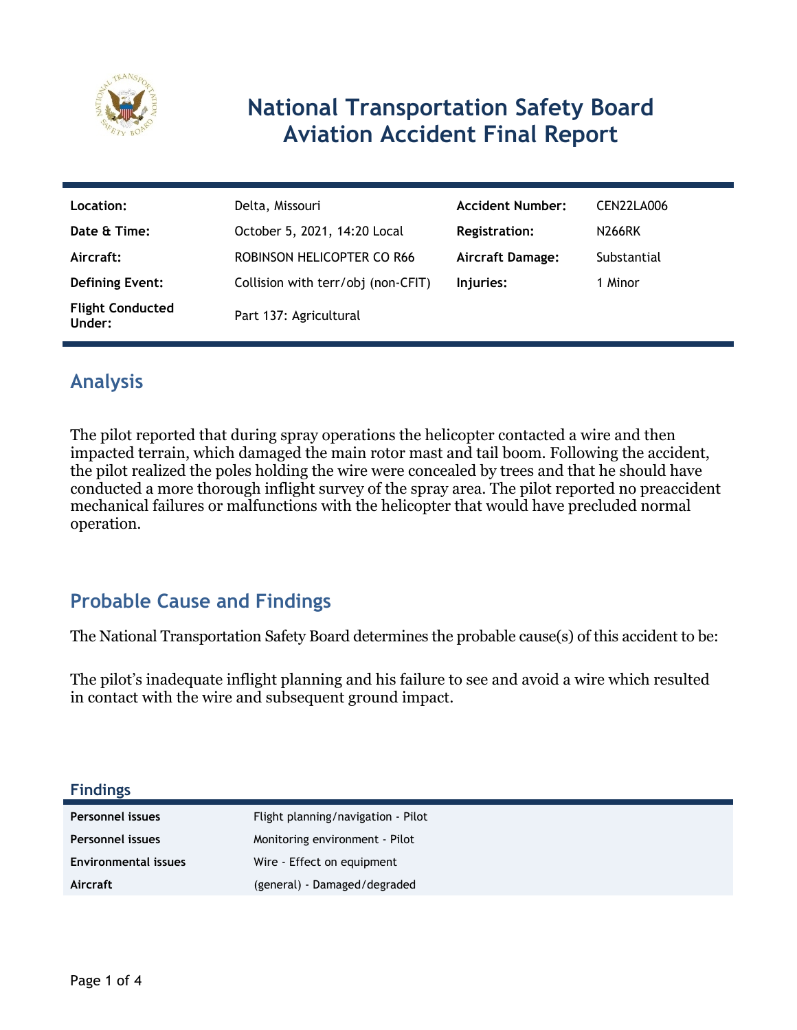# National Transportation Safety Board Aviation Accident Final Report

| | | | |
|---|---|---|---|
| **Location:** | Delta, Missouri | **Accident Number:** | CEN22LA006 |
| **Date & Time:** | October 5, 2021, 14:20 Local | **Registration:** | N266RK |
| **Aircraft:** | ROBINSON HELICOPTER CO R66 | **Aircraft Damage:** | Substantial |
| **Defining Event:** | Collision with terr/obj (non-CFIT) | **Injuries:** | 1 Minor |
| **Flight Conducted Under:** | Part 137: Agricultural | | |

## Analysis

The pilot reported that during spray operations the helicopter contacted a wire and then impacted terrain, which damaged the main rotor mast and tail boom. Following the accident, the pilot realized the poles holding the wire were concealed by trees and that he should have conducted a more thorough inflight survey of the spray area. The pilot reported no preaccident mechanical failures or malfunctions with the helicopter that would have precluded normal operation.

## Probable Cause and Findings

The National Transportation Safety Board determines the probable cause(s) of this accident to be:

The pilot's inadequate inflight planning and his failure to see and avoid a wire which resulted in contact with the wire and subsequent ground impact.

### Findings

| | |
|---|---|
| **Personnel issues** | Flight planning/navigation - Pilot |
| **Personnel issues** | Monitoring environment - Pilot |
| **Environmental issues** | Wire - Effect on equipment |
| **Aircraft** | (general) - Damaged/degraded |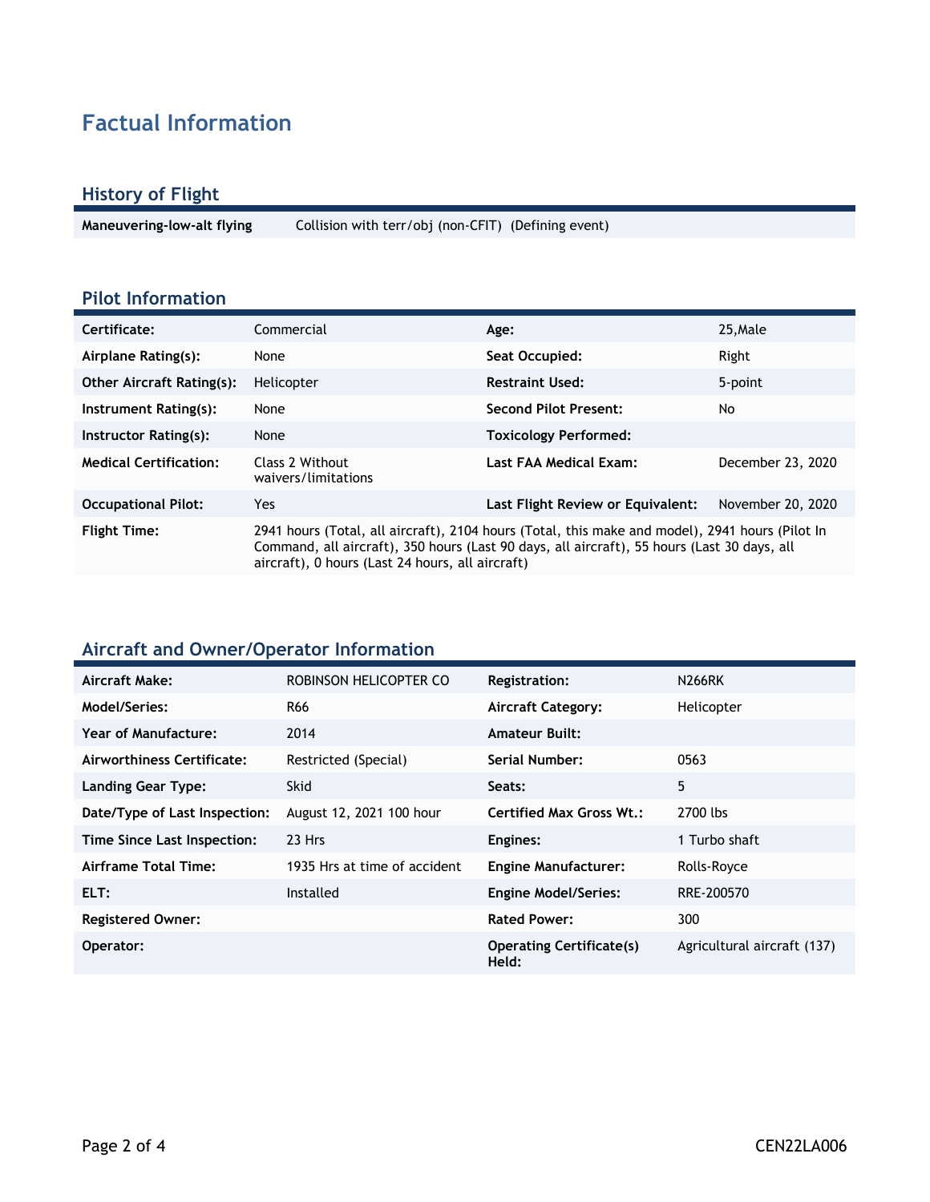# Factual Information

## History of Flight

| Maneuvering-low-alt flying | Collision with terr/obj (non-CFIT) (Defining event) |
|---|---|

## Pilot Information

| Certificate: | Commercial | Age: | 25,Male |
|---|---|---|---|
| Airplane Rating(s): | None | Seat Occupied: | Right |
| Other Aircraft Rating(s): | Helicopter | Restraint Used: | 5-point |
| Instrument Rating(s): | None | Second Pilot Present: | No |
| Instructor Rating(s): | None | Toxicology Performed: | |
| Medical Certification: | Class 2 Without waivers/limitations | Last FAA Medical Exam: | December 23, 2020 |
| Occupational Pilot: | Yes | Last Flight Review or Equivalent: | November 20, 2020 |
| Flight Time: | 2941 hours (Total, all aircraft), 2104 hours (Total, this make and model), 2941 hours (Pilot In Command, all aircraft), 350 hours (Last 90 days, all aircraft), 55 hours (Last 30 days, all aircraft), 0 hours (Last 24 hours, all aircraft) | | |

## Aircraft and Owner/Operator Information

| Aircraft Make: | ROBINSON HELICOPTER CO | Registration: | N266RK |
|---|---|---|---|
| Model/Series: | R66 | Aircraft Category: | Helicopter |
| Year of Manufacture: | 2014 | Amateur Built: | |
| Airworthiness Certificate: | Restricted (Special) | Serial Number: | 0563 |
| Landing Gear Type: | Skid | Seats: | 5 |
| Date/Type of Last Inspection: | August 12, 2021 100 hour | Certified Max Gross Wt.: | 2700 lbs |
| Time Since Last Inspection: | 23 Hrs | Engines: | 1 Turbo shaft |
| Airframe Total Time: | 1935 Hrs at time of accident | Engine Manufacturer: | Rolls-Royce |
| ELT: | Installed | Engine Model/Series: | RRE-200570 |
| Registered Owner: | | Rated Power: | 300 |
| Operator: | | Operating Certificate(s) Held: | Agricultural aircraft (137) |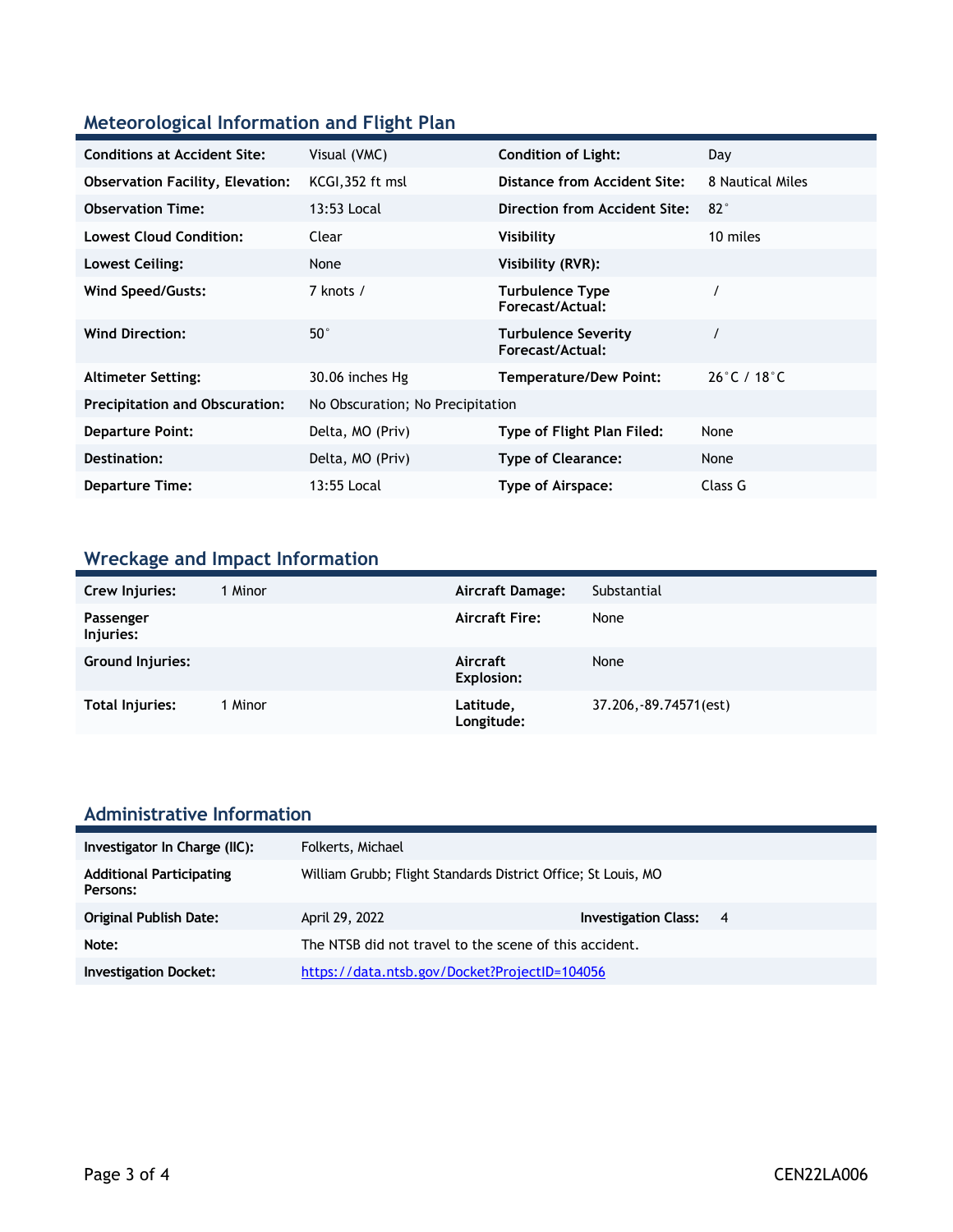## Meteorological Information and Flight Plan

| | | | |
|---|---|---|---|
| **Conditions at Accident Site:** | Visual (VMC) | **Condition of Light:** | Day |
| **Observation Facility, Elevation:** | KCGI,352 ft msl | **Distance from Accident Site:** | 8 Nautical Miles |
| **Observation Time:** | 13:53 Local | **Direction from Accident Site:** | 82° |
| **Lowest Cloud Condition:** | Clear | **Visibility** | 10 miles |
| **Lowest Ceiling:** | None | **Visibility (RVR):** | |
| **Wind Speed/Gusts:** | 7 knots / | **Turbulence Type Forecast/Actual:** | / |
| **Wind Direction:** | 50° | **Turbulence Severity Forecast/Actual:** | / |
| **Altimeter Setting:** | 30.06 inches Hg | **Temperature/Dew Point:** | 26°C / 18°C |
| **Precipitation and Obscuration:** | No Obscuration; No Precipitation | | |
| **Departure Point:** | Delta, MO (Priv) | **Type of Flight Plan Filed:** | None |
| **Destination:** | Delta, MO (Priv) | **Type of Clearance:** | None |
| **Departure Time:** | 13:55 Local | **Type of Airspace:** | Class G |

## Wreckage and Impact Information

| | | | |
|---|---|---|---|
| **Crew Injuries:** | 1 Minor | **Aircraft Damage:** | Substantial |
| **Passenger Injuries:** | | **Aircraft Fire:** | None |
| **Ground Injuries:** | | **Aircraft Explosion:** | None |
| **Total Injuries:** | 1 Minor | **Latitude, Longitude:** | 37.206,-89.74571(est) |

## Administrative Information

| | | | |
|---|---|---|---|
| **Investigator In Charge (IIC):** | Folkerts, Michael | | |
| **Additional Participating Persons:** | William Grubb; Flight Standards District Office; St Louis, MO | | |
| **Original Publish Date:** | April 29, 2022 | **Investigation Class:** | 4 |
| **Note:** | The NTSB did not travel to the scene of this accident. | | |
| **Investigation Docket:** | https://data.ntsb.gov/Docket?ProjectID=104056 | | |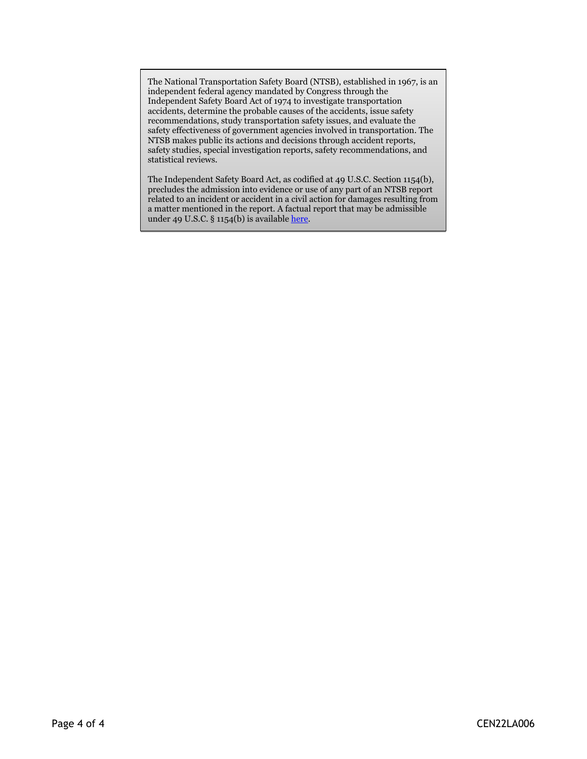The National Transportation Safety Board (NTSB), established in 1967, is an independent federal agency mandated by Congress through the Independent Safety Board Act of 1974 to investigate transportation accidents, determine the probable causes of the accidents, issue safety recommendations, study transportation safety issues, and evaluate the safety effectiveness of government agencies involved in transportation. The NTSB makes public its actions and decisions through accident reports, safety studies, special investigation reports, safety recommendations, and statistical reviews.

The Independent Safety Board Act, as codified at 49 U.S.C. Section 1154(b), precludes the admission into evidence or use of any part of an NTSB report related to an incident or accident in a civil action for damages resulting from a matter mentioned in the report. A factual report that may be admissible under 49 U.S.C. § 1154(b) is available here.